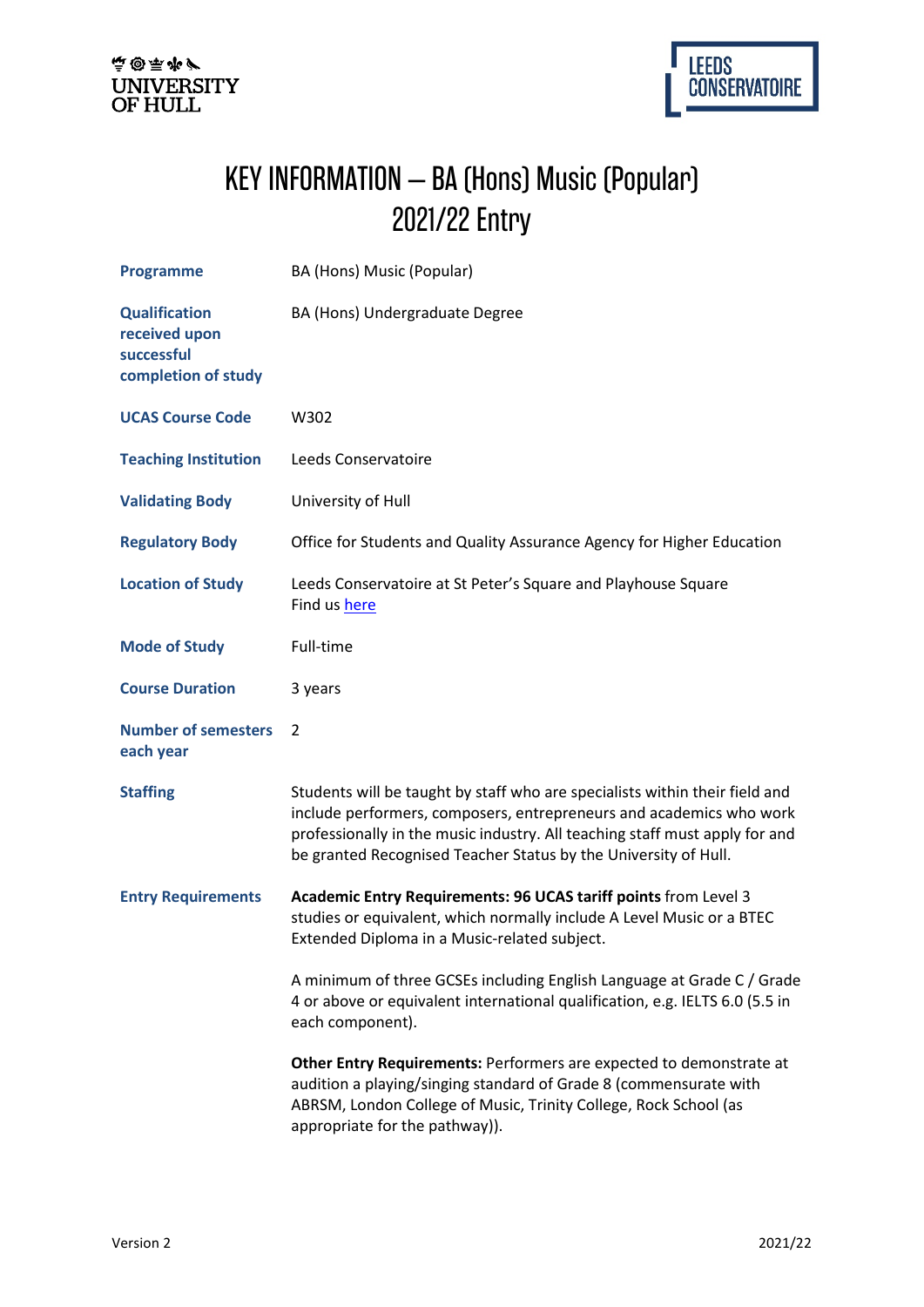# KEY INFORMATION – BA (Hons) Music (Popular) 2021/22 Entry

| | |
|---|---|
| **Programme** | BA (Hons) Music (Popular) |
| **Qualification received upon successful completion of study** | BA (Hons) Undergraduate Degree |
| **UCAS Course Code** | W302 |
| **Teaching Institution** | Leeds Conservatoire |
| **Validating Body** | University of Hull |
| **Regulatory Body** | Office for Students and Quality Assurance Agency for Higher Education |
| **Location of Study** | Leeds Conservatoire at St Peter's Square and Playhouse Square<br>Find us here |
| **Mode of Study** | Full-time |
| **Course Duration** | 3 years |
| **Number of semesters each year** | 2 |
| **Staffing** | Students will be taught by staff who are specialists within their field and include performers, composers, entrepreneurs and academics who work professionally in the music industry. All teaching staff must apply for and be granted Recognised Teacher Status by the University of Hull. |
| **Entry Requirements** | **Academic Entry Requirements: 96 UCAS tariff points** from Level 3 studies or equivalent, which normally include A Level Music or a BTEC Extended Diploma in a Music-related subject.<br><br>A minimum of three GCSEs including English Language at Grade C / Grade 4 or above or equivalent international qualification, e.g. IELTS 6.0 (5.5 in each component).<br><br>**Other Entry Requirements:** Performers are expected to demonstrate at audition a playing/singing standard of Grade 8 (commensurate with ABRSM, London College of Music, Trinity College, Rock School (as appropriate for the pathway)). |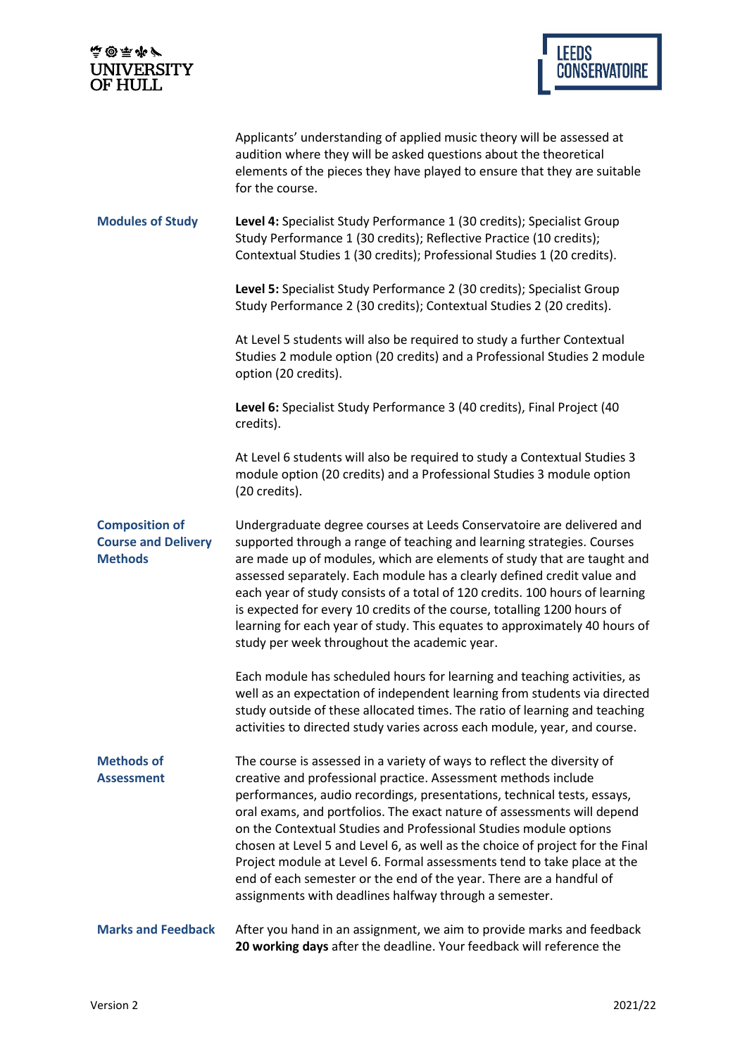Applicants' understanding of applied music theory will be assessed at audition where they will be asked questions about the theoretical elements of the pieces they have played to ensure that they are suitable for the course.

**Modules of Study**

**Level 4:** Specialist Study Performance 1 (30 credits); Specialist Group Study Performance 1 (30 credits); Reflective Practice (10 credits); Contextual Studies 1 (30 credits); Professional Studies 1 (20 credits).

**Level 5:** Specialist Study Performance 2 (30 credits); Specialist Group Study Performance 2 (30 credits); Contextual Studies 2 (20 credits).

At Level 5 students will also be required to study a further Contextual Studies 2 module option (20 credits) and a Professional Studies 2 module option (20 credits).

**Level 6:** Specialist Study Performance 3 (40 credits), Final Project (40 credits).

At Level 6 students will also be required to study a Contextual Studies 3 module option (20 credits) and a Professional Studies 3 module option (20 credits).

**Composition of Course and Delivery Methods**

Undergraduate degree courses at Leeds Conservatoire are delivered and supported through a range of teaching and learning strategies. Courses are made up of modules, which are elements of study that are taught and assessed separately. Each module has a clearly defined credit value and each year of study consists of a total of 120 credits. 100 hours of learning is expected for every 10 credits of the course, totalling 1200 hours of learning for each year of study. This equates to approximately 40 hours of study per week throughout the academic year.

Each module has scheduled hours for learning and teaching activities, as well as an expectation of independent learning from students via directed study outside of these allocated times. The ratio of learning and teaching activities to directed study varies across each module, year, and course.

**Methods of Assessment**

The course is assessed in a variety of ways to reflect the diversity of creative and professional practice. Assessment methods include performances, audio recordings, presentations, technical tests, essays, oral exams, and portfolios. The exact nature of assessments will depend on the Contextual Studies and Professional Studies module options chosen at Level 5 and Level 6, as well as the choice of project for the Final Project module at Level 6. Formal assessments tend to take place at the end of each semester or the end of the year. There are a handful of assignments with deadlines halfway through a semester.

**Marks and Feedback**

After you hand in an assignment, we aim to provide marks and feedback **20 working days** after the deadline. Your feedback will reference the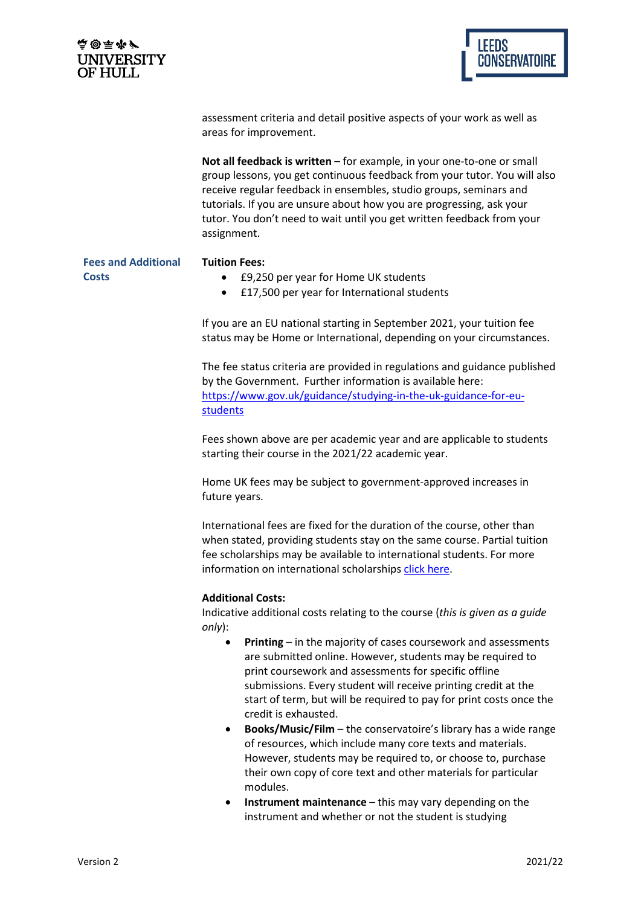assessment criteria and detail positive aspects of your work as well as areas for improvement.

**Not all feedback is written** – for example, in your one-to-one or small group lessons, you get continuous feedback from your tutor. You will also receive regular feedback in ensembles, studio groups, seminars and tutorials. If you are unsure about how you are progressing, ask your tutor. You don't need to wait until you get written feedback from your assignment.

## Fees and Additional Costs

**Tuition Fees:**

- £9,250 per year for Home UK students
- £17,500 per year for International students

If you are an EU national starting in September 2021, your tuition fee status may be Home or International, depending on your circumstances.

The fee status criteria are provided in regulations and guidance published by the Government. Further information is available here: https://www.gov.uk/guidance/studying-in-the-uk-guidance-for-eu-students

Fees shown above are per academic year and are applicable to students starting their course in the 2021/22 academic year.

Home UK fees may be subject to government-approved increases in future years.

International fees are fixed for the duration of the course, other than when stated, providing students stay on the same course. Partial tuition fee scholarships may be available to international students. For more information on international scholarships click here.

**Additional Costs:**

Indicative additional costs relating to the course (*this is given as a guide only*):

- **Printing** – in the majority of cases coursework and assessments are submitted online. However, students may be required to print coursework and assessments for specific offline submissions. Every student will receive printing credit at the start of term, but will be required to pay for print costs once the credit is exhausted.
- **Books/Music/Film** – the conservatoire's library has a wide range of resources, which include many core texts and materials. However, students may be required to, or choose to, purchase their own copy of core text and other materials for particular modules.
- **Instrument maintenance** – this may vary depending on the instrument and whether or not the student is studying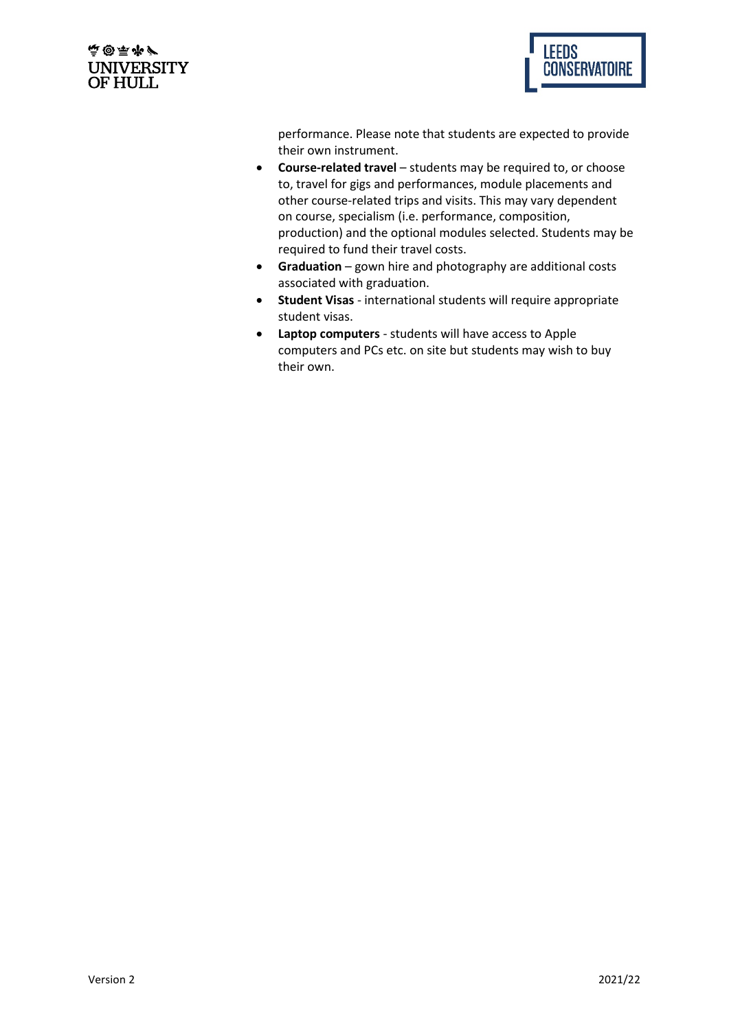performance. Please note that students are expected to provide their own instrument.

- **Course-related travel** – students may be required to, or choose to, travel for gigs and performances, module placements and other course-related trips and visits. This may vary dependent on course, specialism (i.e. performance, composition, production) and the optional modules selected. Students may be required to fund their travel costs.
- **Graduation** – gown hire and photography are additional costs associated with graduation.
- **Student Visas** - international students will require appropriate student visas.
- **Laptop computers** - students will have access to Apple computers and PCs etc. on site but students may wish to buy their own.